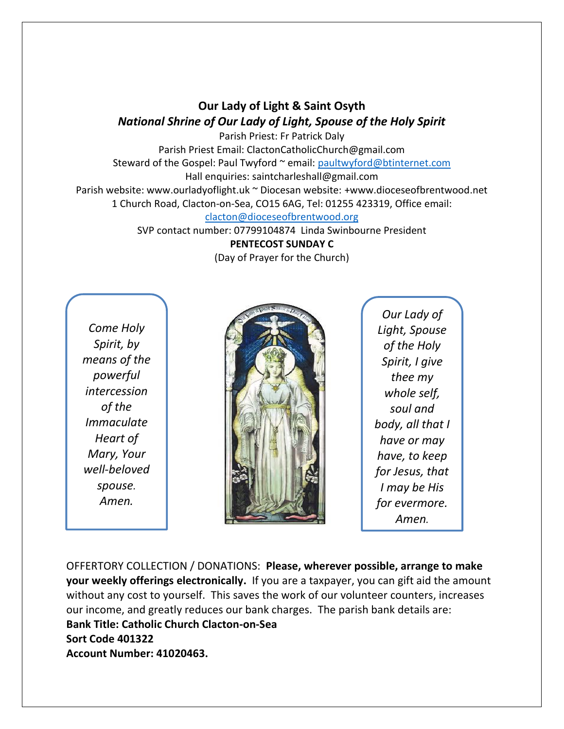# Our Lady of Light & Saint Osyth

## *National Shrine of Our Lady of Light, Spouse of the Holy Spirit*

Parish Priest: Fr Patrick Daly

Parish Priest Email: ClactonCatholicChurch@gmail.com

Steward of the Gospel: Paul Twyford ~ email: paultwyford@btinternet.com

Hall enquiries: saintcharleshall@gmail.com

Parish website: www.ourladyoflight.uk ~ Diocesan website: +www.dioceseofbrentwood.net

1 Church Road, Clacton-on-Sea, CO15 6AG, Tel: 01255 423319, Office email: clacton@dioceseofbrentwood.org

SVP contact number: 07799104874 Linda Swinbourne President

**PENTECOST SUNDAY C**

(Day of Prayer for the Church)

*Come Holy Spirit, by means of the powerful intercession of the Immaculate Heart of Mary, Your well-beloved spouse. Amen.*

*Our Lady of Light, Spouse of the Holy Spirit, I give thee my whole self, soul and body, all that I have or may have, to keep for Jesus, that I may be His for evermore. Amen.*

OFFERTORY COLLECTION / DONATIONS: **Please, wherever possible, arrange to make your weekly offerings electronically.** If you are a taxpayer, you can gift aid the amount without any cost to yourself. This saves the work of our volunteer counters, increases our income, and greatly reduces our bank charges. The parish bank details are:

**Bank Title: Catholic Church Clacton-on-Sea**

**Sort Code 401322**

**Account Number: 41020463.**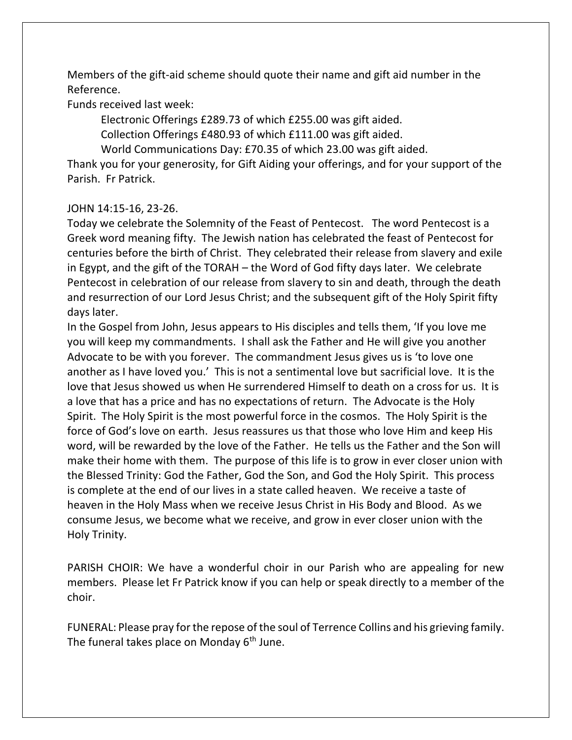Members of the gift-aid scheme should quote their name and gift aid number in the Reference.

Funds received last week:

Electronic Offerings £289.73 of which £255.00 was gift aided.

Collection Offerings £480.93 of which £111.00 was gift aided.

World Communications Day: £70.35 of which 23.00 was gift aided.

Thank you for your generosity, for Gift Aiding your offerings, and for your support of the Parish. Fr Patrick.

JOHN 14:15-16, 23-26.

Today we celebrate the Solemnity of the Feast of Pentecost. The word Pentecost is a Greek word meaning fifty. The Jewish nation has celebrated the feast of Pentecost for centuries before the birth of Christ. They celebrated their release from slavery and exile in Egypt, and the gift of the TORAH – the Word of God fifty days later. We celebrate Pentecost in celebration of our release from slavery to sin and death, through the death and resurrection of our Lord Jesus Christ; and the subsequent gift of the Holy Spirit fifty days later.

In the Gospel from John, Jesus appears to His disciples and tells them, 'If you love me you will keep my commandments. I shall ask the Father and He will give you another Advocate to be with you forever. The commandment Jesus gives us is 'to love one another as I have loved you.' This is not a sentimental love but sacrificial love. It is the love that Jesus showed us when He surrendered Himself to death on a cross for us. It is a love that has a price and has no expectations of return. The Advocate is the Holy Spirit. The Holy Spirit is the most powerful force in the cosmos. The Holy Spirit is the force of God's love on earth. Jesus reassures us that those who love Him and keep His word, will be rewarded by the love of the Father. He tells us the Father and the Son will make their home with them. The purpose of this life is to grow in ever closer union with the Blessed Trinity: God the Father, God the Son, and God the Holy Spirit. This process is complete at the end of our lives in a state called heaven. We receive a taste of heaven in the Holy Mass when we receive Jesus Christ in His Body and Blood. As we consume Jesus, we become what we receive, and grow in ever closer union with the Holy Trinity.

PARISH CHOIR: We have a wonderful choir in our Parish who are appealing for new members. Please let Fr Patrick know if you can help or speak directly to a member of the choir.

FUNERAL: Please pray for the repose of the soul of Terrence Collins and his grieving family. The funeral takes place on Monday 6th June.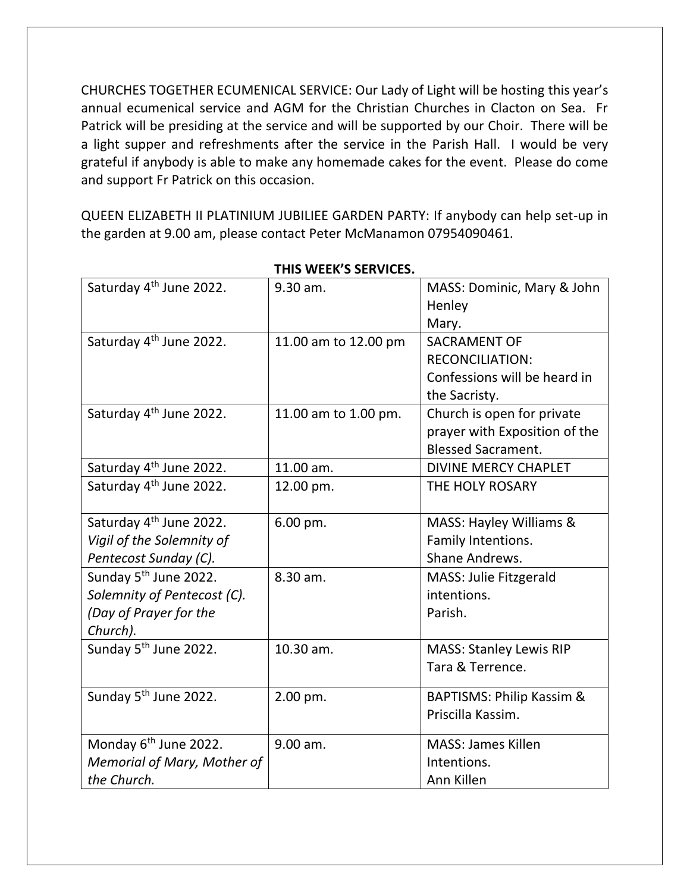CHURCHES TOGETHER ECUMENICAL SERVICE: Our Lady of Light will be hosting this year's annual ecumenical service and AGM for the Christian Churches in Clacton on Sea. Fr Patrick will be presiding at the service and will be supported by our Choir. There will be a light supper and refreshments after the service in the Parish Hall. I would be very grateful if anybody is able to make any homemade cakes for the event. Please do come and support Fr Patrick on this occasion.

QUEEN ELIZABETH II PLATINIUM JUBILIEE GARDEN PARTY: If anybody can help set-up in the garden at 9.00 am, please contact Peter McManamon 07954090461.

**THIS WEEK'S SERVICES.**

| | | |
|---|---|---|
| Saturday 4th June 2022. | 9.30 am. | MASS: Dominic, Mary & John Henley<br>Mary. |
| Saturday 4th June 2022. | 11.00 am to 12.00 pm | SACRAMENT OF RECONCILIATION: Confessions will be heard in the Sacristy. |
| Saturday 4th June 2022. | 11.00 am to 1.00 pm. | Church is open for private prayer with Exposition of the Blessed Sacrament. |
| Saturday 4th June 2022. | 11.00 am. | DIVINE MERCY CHAPLET |
| Saturday 4th June 2022. | 12.00 pm. | THE HOLY ROSARY |
| Saturday 4th June 2022.<br>*Vigil of the Solemnity of Pentecost Sunday (C).* | 6.00 pm. | MASS: Hayley Williams & Family Intentions.<br>Shane Andrews. |
| Sunday 5th June 2022.<br>*Solemnity of Pentecost (C).*<br>*(Day of Prayer for the Church).* | 8.30 am. | MASS: Julie Fitzgerald intentions.<br>Parish. |
| Sunday 5th June 2022. | 10.30 am. | MASS: Stanley Lewis RIP<br>Tara & Terrence. |
| Sunday 5th June 2022. | 2.00 pm. | BAPTISMS: Philip Kassim & Priscilla Kassim. |
| Monday 6th June 2022.<br>*Memorial of Mary, Mother of the Church.* | 9.00 am. | MASS: James Killen Intentions.<br>Ann Killen |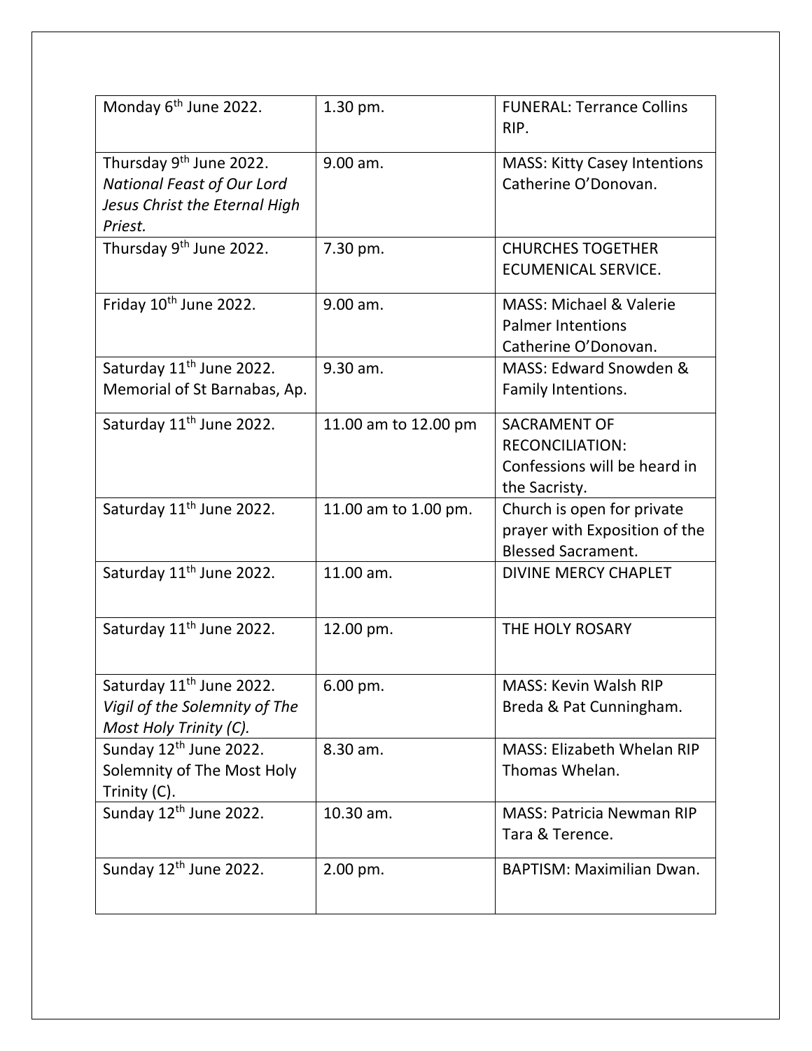| | | |
|---|---|---|
| Monday 6th June 2022. | 1.30 pm. | FUNERAL: Terrance Collins RIP. |
| Thursday 9th June 2022. *National Feast of Our Lord Jesus Christ the Eternal High Priest.* | 9.00 am. | MASS: Kitty Casey Intentions Catherine O'Donovan. |
| Thursday 9th June 2022. | 7.30 pm. | CHURCHES TOGETHER ECUMENICAL SERVICE. |
| Friday 10th June 2022. | 9.00 am. | MASS: Michael & Valerie Palmer Intentions Catherine O'Donovan. |
| Saturday 11th June 2022. Memorial of St Barnabas, Ap. | 9.30 am. | MASS: Edward Snowden & Family Intentions. |
| Saturday 11th June 2022. | 11.00 am to 12.00 pm | SACRAMENT OF RECONCILIATION: Confessions will be heard in the Sacristy. |
| Saturday 11th June 2022. | 11.00 am to 1.00 pm. | Church is open for private prayer with Exposition of the Blessed Sacrament. |
| Saturday 11th June 2022. | 11.00 am. | DIVINE MERCY CHAPLET |
| Saturday 11th June 2022. | 12.00 pm. | THE HOLY ROSARY |
| Saturday 11th June 2022. *Vigil of the Solemnity of The Most Holy Trinity (C).* | 6.00 pm. | MASS: Kevin Walsh RIP Breda & Pat Cunningham. |
| Sunday 12th June 2022. Solemnity of The Most Holy Trinity (C). | 8.30 am. | MASS: Elizabeth Whelan RIP Thomas Whelan. |
| Sunday 12th June 2022. | 10.30 am. | MASS: Patricia Newman RIP Tara & Terence. |
| Sunday 12th June 2022. | 2.00 pm. | BAPTISM: Maximilian Dwan. |